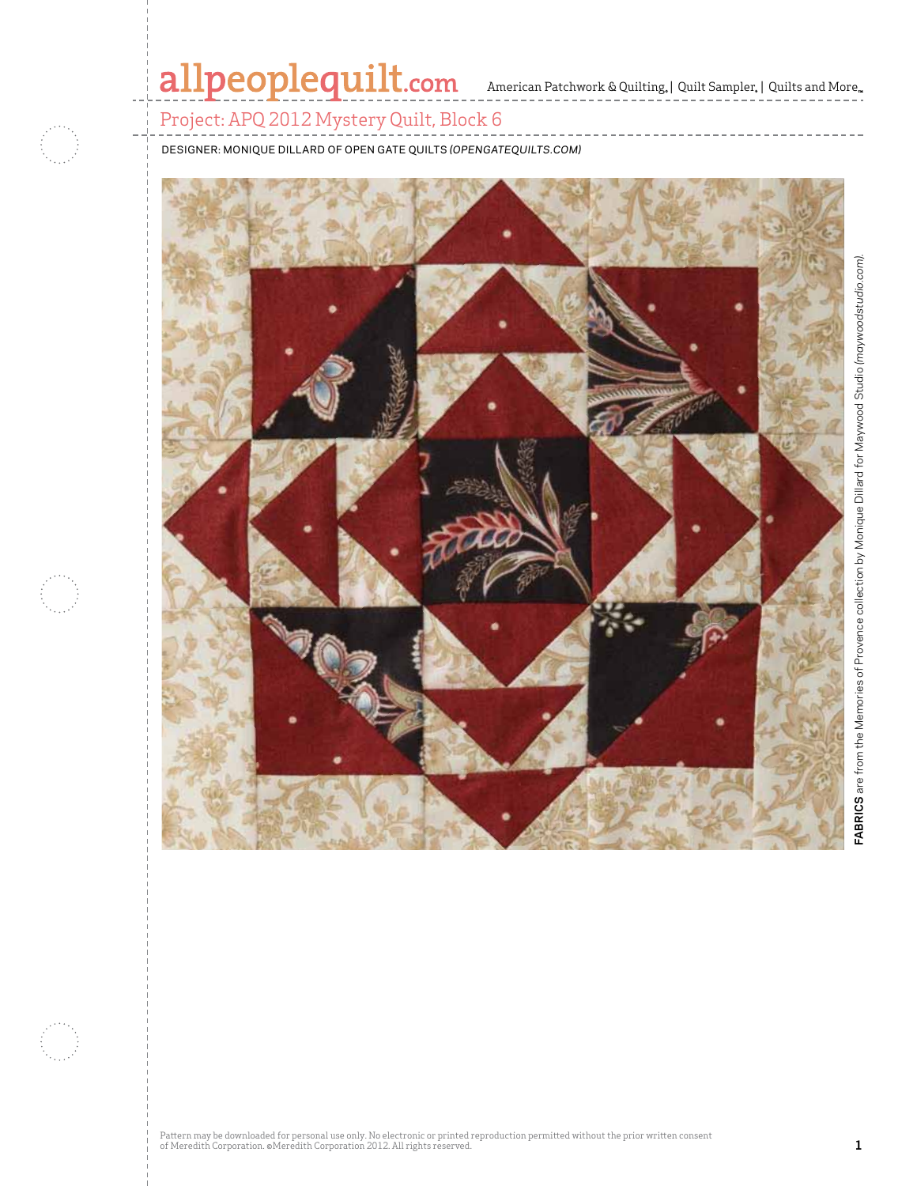# Project: APQ 2012 Mystery Quilt, Block 6

DESIGNER: MONIQUE DILLARD OF OPEN GATE QUILTS *(OPENGATEQUILTS.COM)*

**FABRICS** are from the Memories of Provence collection by Monique Dillard for Maywood Studio *(maywoodstudio.com)*.

Pattern may be downloaded for personal use only. No electronic or printed reproduction permitted without the prior written consent of Meredith Corporation. ©Meredith Corporation 2012. All rights reserved.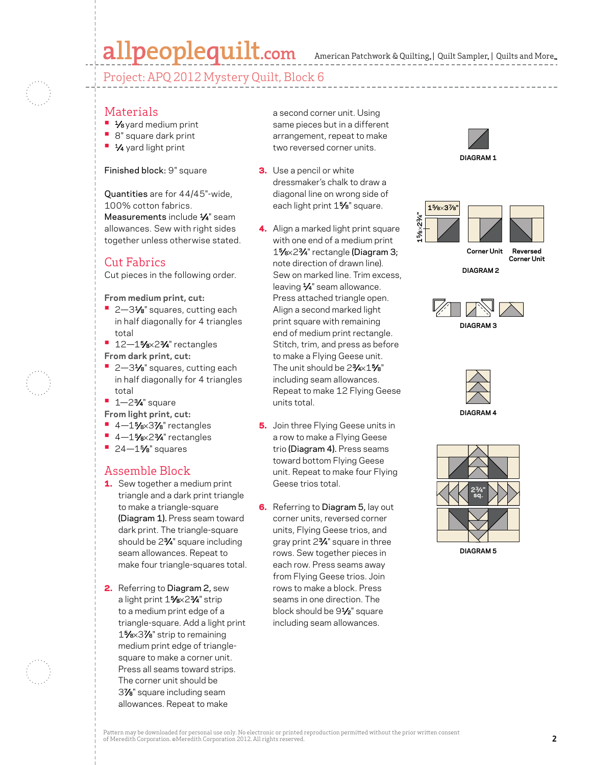# Project: APQ 2012 Mystery Quilt, Block 6

## Materials

- ⅛ yard medium print
- 8" square dark print
- ¼ yard light print

Finished block: 9" square

Quantities are for 44/45"-wide, 100% cotton fabrics.
Measurements include ¼" seam allowances. Sew with right sides together unless otherwise stated.

## Cut Fabrics

Cut pieces in the following order.

**From medium print, cut:**

- 2—3⅛" squares, cutting each in half diagonally for 4 triangles total
- 12—1⅝×2¾" rectangles

**From dark print, cut:**

- 2—3⅛" squares, cutting each in half diagonally for 4 triangles total
- 1—2¾" square

**From light print, cut:**

- 4—1⅝×3⅞" rectangles
- 4—1⅝×2¾" rectangles
- 24—1⅝" squares

## Assemble Block

1. Sew together a medium print triangle and a dark print triangle to make a triangle-square (Diagram 1). Press seam toward dark print. The triangle-square should be 2¾" square including seam allowances. Repeat to make four triangle-squares total.

2. Referring to Diagram 2, sew a light print 1⅝×2¾" strip to a medium print edge of a triangle-square. Add a light print 1⅝×3⅞" strip to remaining medium print edge of triangle-square to make a corner unit. Press all seams toward strips. The corner unit should be 3⅞" square including seam allowances. Repeat to make a second corner unit. Using same pieces but in a different arrangement, repeat to make two reversed corner units.

3. Use a pencil or white dressmaker's chalk to draw a diagonal line on wrong side of each light print 1⅝" square.

4. Align a marked light print square with one end of a medium print 1⅝×2¾" rectangle (Diagram 3; note direction of drawn line). Sew on marked line. Trim excess, leaving ¼" seam allowance. Press attached triangle open. Align a second marked light print square with remaining end of medium print rectangle. Stitch, trim, and press as before to make a Flying Geese unit. The unit should be 2¾×1⅝" including seam allowances. Repeat to make 12 Flying Geese units total.

5. Join three Flying Geese units in a row to make a Flying Geese trio (Diagram 4). Press seams toward bottom Flying Geese unit. Repeat to make four Flying Geese trios total.

6. Referring to Diagram 5, lay out corner units, reversed corner units, Flying Geese trios, and gray print 2¾" square in three rows. Sew together pieces in each row. Press seams away from Flying Geese trios. Join rows to make a block. Press seams in one direction. The block should be 9½" square including seam allowances.

DIAGRAM 1

1⅝×3⅞"
1⅝×2¾"
Corner Unit
Reversed Corner Unit

DIAGRAM 2

DIAGRAM 3

DIAGRAM 4

2¾" sq.

DIAGRAM 5

Pattern may be downloaded for personal use only. No electronic or printed reproduction permitted without the prior written consent of Meredith Corporation. ©Meredith Corporation 2012. All rights reserved.